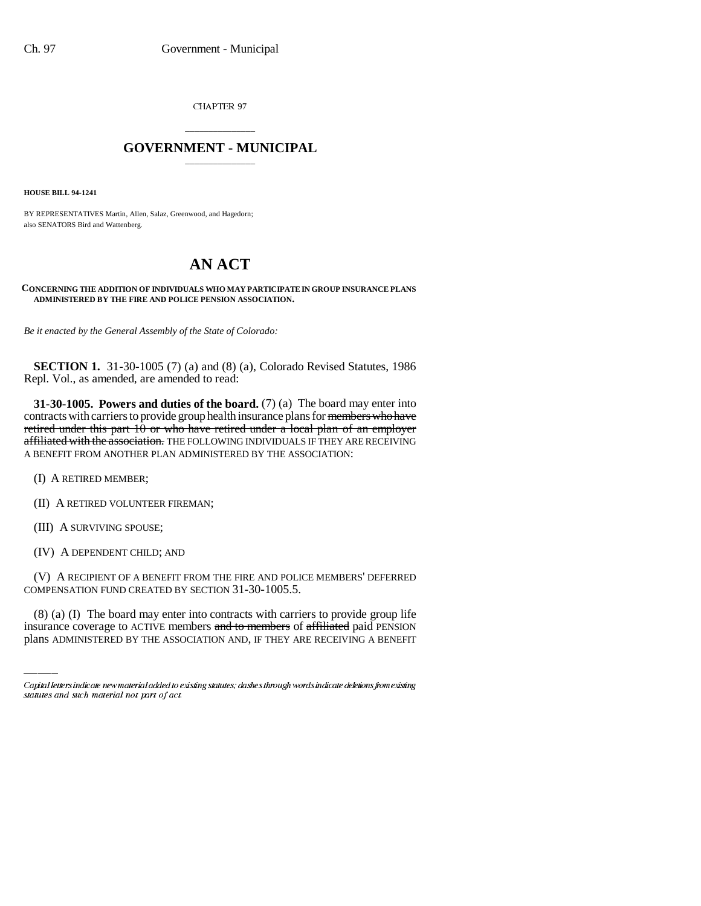CHAPTER 97

## GOVERNMENT - MUNICIPAL

**HOUSE BILL 94-1241**

BY REPRESENTATIVES Martin, Allen, Salaz, Greenwood, and Hagedorn;
also SENATORS Bird and Wattenberg.

# AN ACT

**CONCERNING THE ADDITION OF INDIVIDUALS WHO MAY PARTICIPATE IN GROUP INSURANCE PLANS ADMINISTERED BY THE FIRE AND POLICE PENSION ASSOCIATION.**

*Be it enacted by the General Assembly of the State of Colorado:*

**SECTION 1.** 31-30-1005 (7) (a) and (8) (a), Colorado Revised Statutes, 1986 Repl. Vol., as amended, are amended to read:

**31-30-1005. Powers and duties of the board.** (7) (a) The board may enter into contracts with carriers to provide group health insurance plans for ~~members who have retired under this part 10 or who have retired under a local plan of an employer affiliated with the association.~~ THE FOLLOWING INDIVIDUALS IF THEY ARE RECEIVING A BENEFIT FROM ANOTHER PLAN ADMINISTERED BY THE ASSOCIATION:

(I) A RETIRED MEMBER;

(II) A RETIRED VOLUNTEER FIREMAN;

(III) A SURVIVING SPOUSE;

(IV) A DEPENDENT CHILD; AND

(V) A RECIPIENT OF A BENEFIT FROM THE FIRE AND POLICE MEMBERS' DEFERRED COMPENSATION FUND CREATED BY SECTION 31-30-1005.5.

(8) (a) (I) The board may enter into contracts with carriers to provide group life insurance coverage to ACTIVE members ~~and to members~~ of ~~affiliated~~ paid PENSION plans ADMINISTERED BY THE ASSOCIATION AND, IF THEY ARE RECEIVING A BENEFIT

Capital letters indicate new material added to existing statutes; dashes through words indicate deletions from existing statutes and such material not part of act.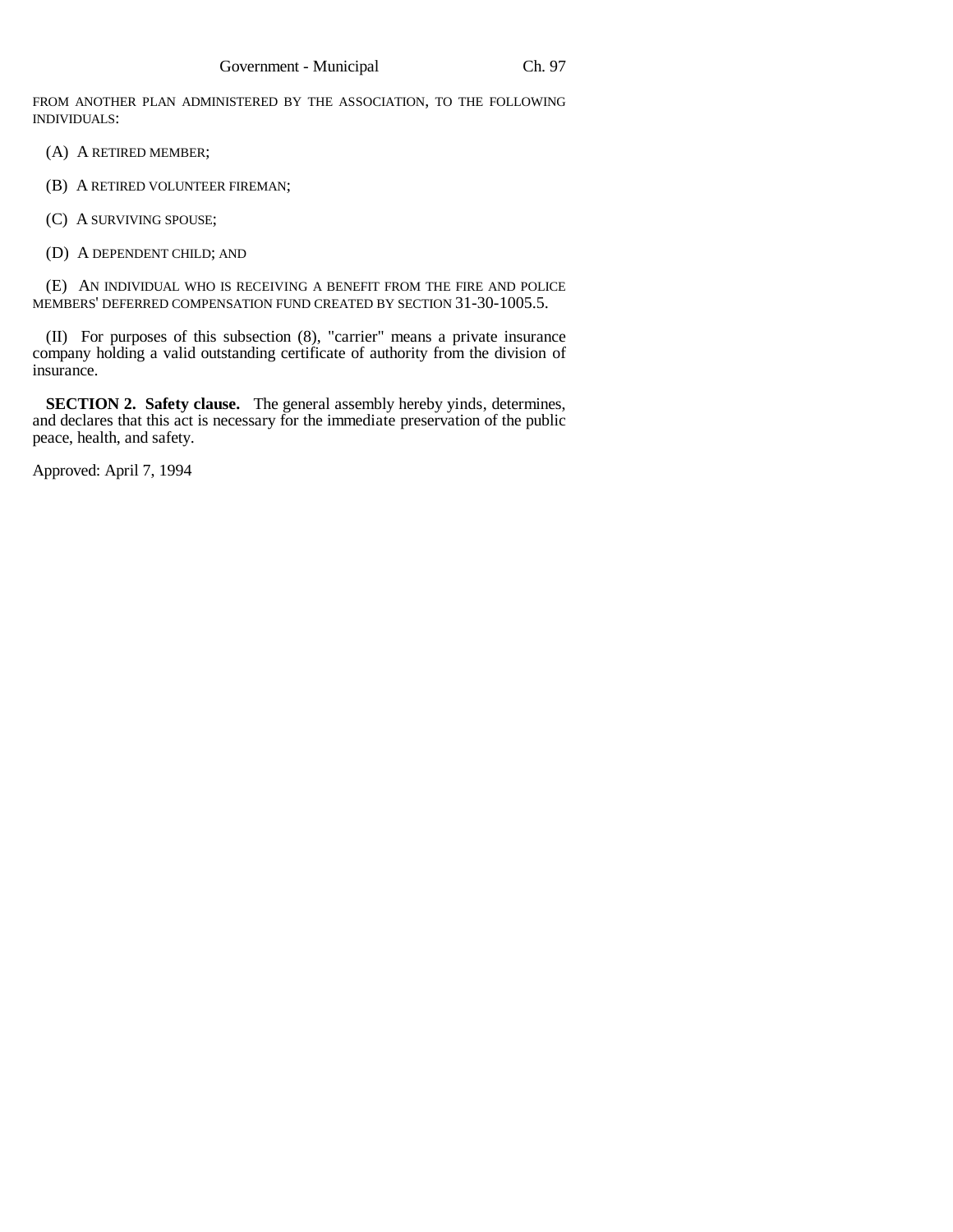FROM ANOTHER PLAN ADMINISTERED BY THE ASSOCIATION, TO THE FOLLOWING INDIVIDUALS:

(A) A RETIRED MEMBER;

(B) A RETIRED VOLUNTEER FIREMAN;

(C) A SURVIVING SPOUSE;

(D) A DEPENDENT CHILD; AND

(E) AN INDIVIDUAL WHO IS RECEIVING A BENEFIT FROM THE FIRE AND POLICE MEMBERS' DEFERRED COMPENSATION FUND CREATED BY SECTION 31-30-1005.5.

(II) For purposes of this subsection (8), "carrier" means a private insurance company holding a valid outstanding certificate of authority from the division of insurance.

**SECTION 2. Safety clause.** The general assembly hereby yinds, determines, and declares that this act is necessary for the immediate preservation of the public peace, health, and safety.

Approved: April 7, 1994